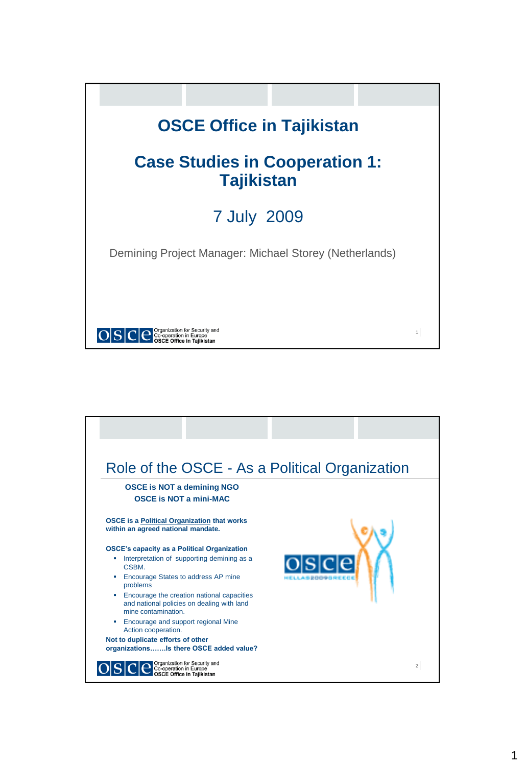# OSCE Office in Tajikistan

## Case Studies in Cooperation 1: Tajikistan

7 July 2009

Demining Project Manager: Michael Storey (Netherlands)

Organization for Security and Co-operation in Europe
**OSCE Office in Tajikistan**

---

## Role of the OSCE - As a Political Organization

**OSCE is NOT a demining NGO**
**OSCE is NOT a mini-MAC**

**OSCE is a Political Organization that works within an agreed national mandate.**

**OSCE's capacity as a Political Organization**

- Interpretation of supporting demining as a CSBM.
- Encourage States to address AP mine problems
- Encourage the creation national capacities and national policies on dealing with land mine contamination.
- Encourage and support regional Mine Action cooperation.

**Not to duplicate efforts of other organizations…….Is there OSCE added value?**

Organization for Security and Co-operation in Europe
**OSCE Office in Tajikistan**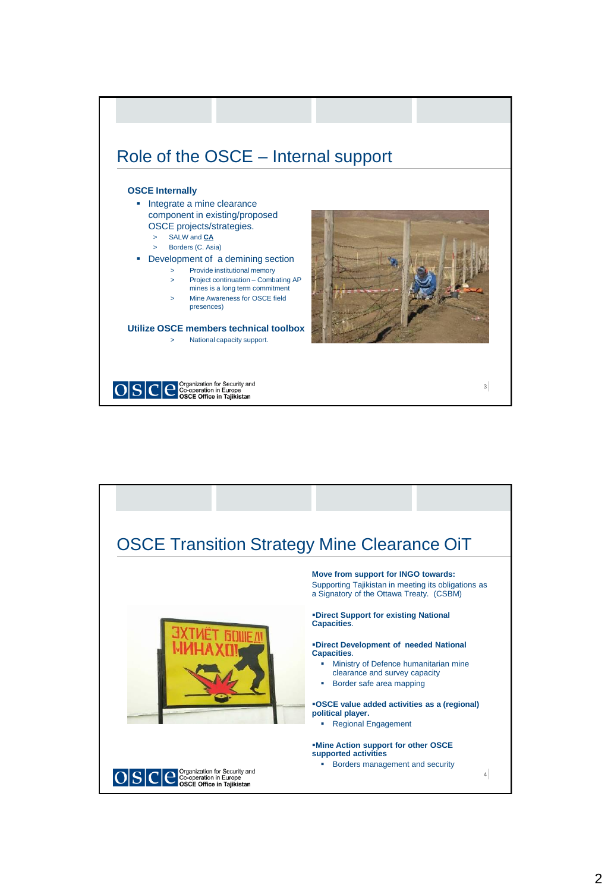## Role of the OSCE – Internal support

**OSCE Internally**

- Integrate a mine clearance component in existing/proposed OSCE projects/strategies.
  - > SALW and **CA**
  - > Borders (C. Asia)
- Development of a demining section
  - > Provide institutional memory
  - > Project continuation – Combating AP mines is a long term commitment
  - > Mine Awareness for OSCE field presences)

**Utilize OSCE members technical toolbox**

- > National capacity support.

Organization for Security and Co-operation in Europe
**OSCE Office in Tajikistan**

## OSCE Transition Strategy Mine Clearance OiT

**Move from support for INGO towards:**
Supporting Tajikistan in meeting its obligations as a Signatory of the Ottawa Treaty. (CSBM)

- **Direct Support for existing National Capacities**.
- **Direct Development of needed National Capacities**.
  - Ministry of Defence humanitarian mine clearance and survey capacity
  - Border safe area mapping
- **OSCE value added activities as a (regional) political player.**
  - Regional Engagement
- **Mine Action support for other OSCE supported activities**
  - Borders management and security

Organization for Security and Co-operation in Europe
**OSCE Office in Tajikistan**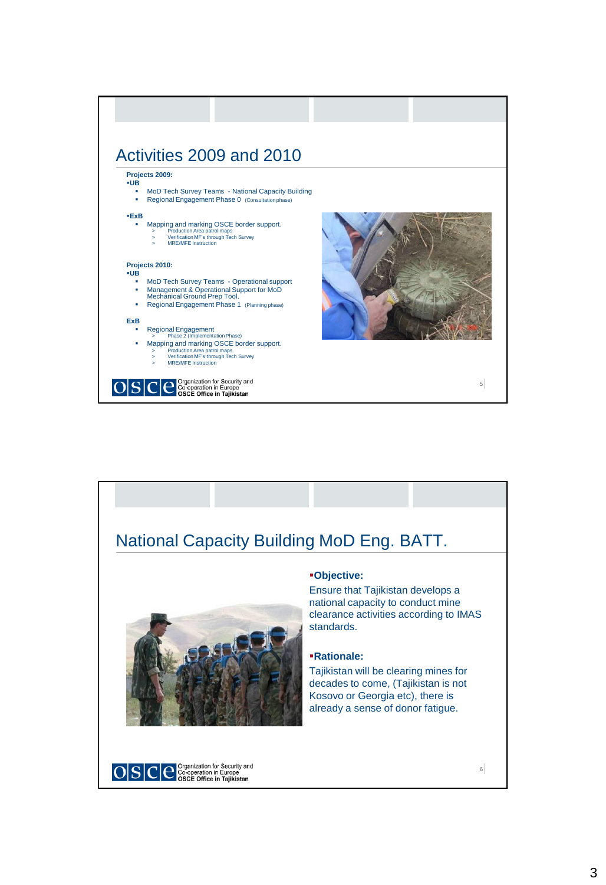## Activities 2009 and 2010

**Projects 2009:**

▪**UB**

- MoD Tech Survey Teams - National Capacity Building
- Regional Engagement Phase 0 (Consultation phase)

▪**ExB**

- Mapping and marking OSCE border support.
  - > Production Area patrol maps
  - > Verification MF's through Tech Survey
  - > MRE/MFE Instruction

**Projects 2010:**

▪**UB**

- MoD Tech Survey Teams - Operational support
- Management & Operational Support for MoD Mechanical Ground Prep Tool.
- Regional Engagement Phase 1 (Planning phase)

**ExB**

- Regional Engagement
  - > Phase 2 (Implementation Phase)
- Mapping and marking OSCE border support.
  - > Production Area patrol maps
  - > Verification MF's through Tech Survey
  - > MRE/MFE Instruction

Organization for Security and Co-operation in Europe
**OSCE Office in Tajikistan**

## National Capacity Building MoD Eng. BATT.

▪**Objective:**

Ensure that Tajikistan develops a national capacity to conduct mine clearance activities according to IMAS standards.

▪**Rationale:**

Tajikistan will be clearing mines for decades to come, (Tajikistan is not Kosovo or Georgia etc), there is already a sense of donor fatigue.

Organization for Security and Co-operation in Europe
**OSCE Office in Tajikistan**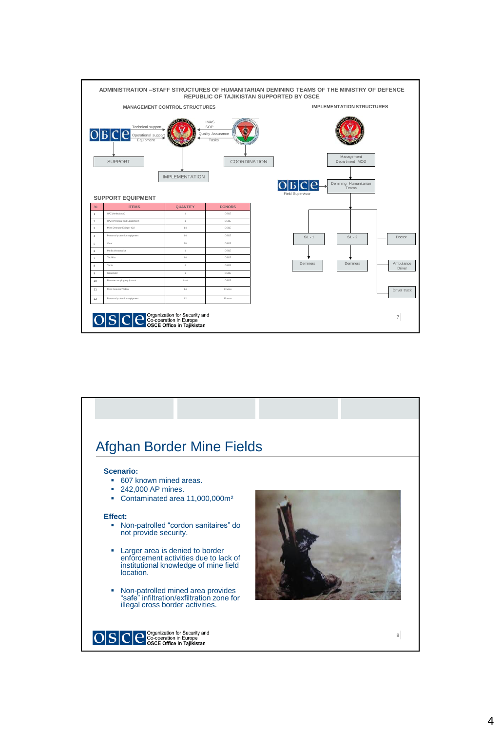## ADMINISTRATION –STAFF STRUCTURES OF HUMANITARIAN DEMINING TEAMS OF THE MINISTRY OF DEFENCE REPUBLIC OF TAJIKISTAN SUPPORTED BY OSCE

**MANAGEMENT CONTROL STRUCTURES**

OБCE → Technical support / Operational support / Equipment → MOD

IMAS / SOP / Quality Assurance / Tasks

SUPPORT — IMPLEMENTATION — COORDINATION

**IMPLEMENTATION STRUCTURES**

Management Department MOD

OБCE Field Supervisor → Demining Humanitarian Teams

SL - 1 → Deminers

SL - 2 → Deminers

Doctor

Ambulance Driver

Driver truck

### SUPPORT EQUIPMENT

| № | ITEMS | QUANTITY | DONORS |
|---|---|---|---|
| 1 | UAZ (Ambulance) | 1 | OSCE |
| 2 | UAZ (Personal and Equipment) | 1 | OSCE |
| 3 | Mine Detector Ebinger 422 | 14 | OSCE |
| 4 | Personal protection equipment | 14 | OSCE |
| 5 | Visor | 28 | OSCE |
| 6 | Medical trauma kit | 1 | OSCE |
| 7 | Tool kits | 14 | OSCE |
| 8 | Tents | 6 | OSCE |
| 9 | Generator | 1 | OSCE |
| 10 | Remote camping equipment | 1 set | OSCE |
| 11 | Mine Detector Vallon | 14 | France |
| 12 | Personal protection equipment | 12 | France |

OSCE Organization for Security and Co-operation in Europe
**OSCE Office in Tajikistan**

# Afghan Border Mine Fields

**Scenario:**

- 607 known mined areas.
- 242,000 AP mines.
- Contaminated area 11,000,000m²

**Effect:**

- Non-patrolled "cordon sanitaires" do not provide security.
- Larger area is denied to border enforcement activities due to lack of institutional knowledge of mine field location.
- Non-patrolled mined area provides "safe" infiltration/exfiltration zone for illegal cross border activities.

OSCE Organization for Security and Co-operation in Europe
**OSCE Office in Tajikistan**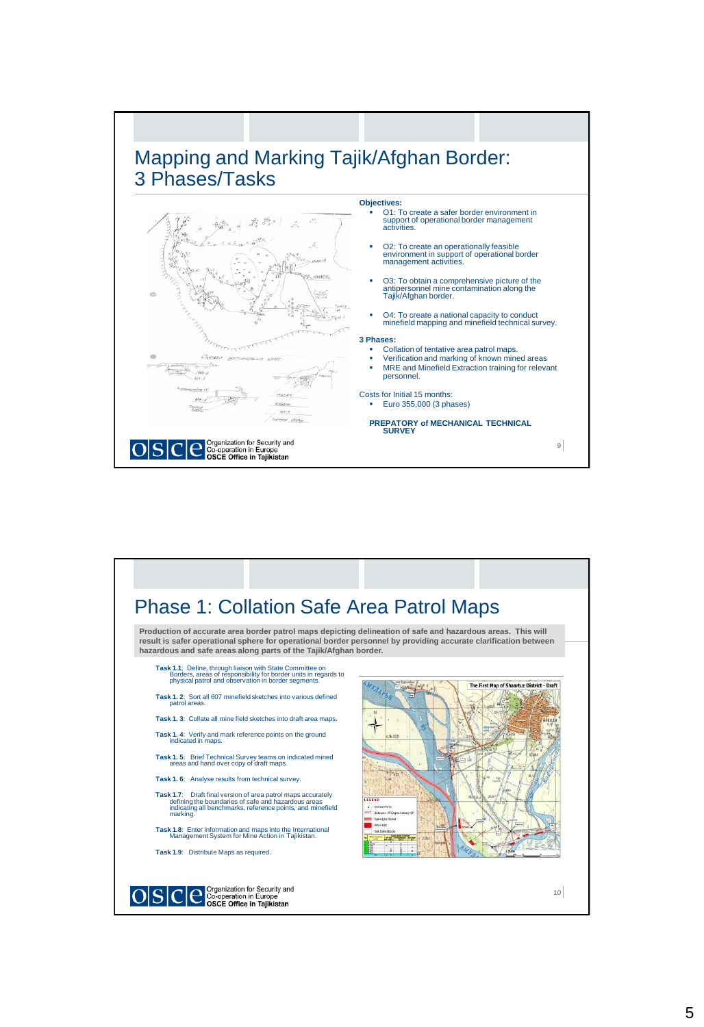# Mapping and Marking Tajik/Afghan Border: 3 Phases/Tasks

**Objectives:**

- O1: To create a safer border environment in support of operational border management activities.
- O2: To create an operationally feasible environment in support of operational border management activities.
- O3: To obtain a comprehensive picture of the antipersonnel mine contamination along the Tajik/Afghan border.
- O4: To create a national capacity to conduct minefield mapping and minefield technical survey.

**3 Phases:**

- Collation of tentative area patrol maps.
- Verification and marking of known mined areas
- MRE and Minefield Extraction training for relevant personnel.

Costs for Initial 15 months:

- Euro 355,000 (3 phases)

**PREPATORY of MECHANICAL TECHNICAL SURVEY**

OSCE Organization for Security and Co-operation in Europe **OSCE Office in Tajikistan**

# Phase 1: Collation Safe Area Patrol Maps

**Production of accurate area border patrol maps depicting delineation of safe and hazardous areas. This will result is safer operational sphere for operational border personnel by providing accurate clarification between hazardous and safe areas along parts of the Tajik/Afghan border.**

**Task 1.1**: Define, through liaison with State Committee on Borders, areas of responsibility for border units in regards to physical patrol and observation in border segments.

**Task 1. 2**: Sort all 607 minefield sketches into various defined patrol areas.

**Task 1. 3**: Collate all mine field sketches into draft area maps.

**Task 1. 4**: Verify and mark reference points on the ground indicated in maps.

**Task 1. 5**: Brief Technical Survey teams on indicated mined areas and hand over copy of draft maps.

**Task 1. 6**: Analyse results from technical survey.

**Task 1.7**: Draft final version of area patrol maps accurately defining the boundaries of safe and hazardous areas indicating all benchmarks, reference points, and minefield marking.

**Task 1.8**: Enter information and maps into the International Management System for Mine Action in Tajikistan.

**Task 1.9**: Distribute Maps as required.

The First Map of Shaartuz District - Draft

OSCE Organization for Security and Co-operation in Europe **OSCE Office in Tajikistan**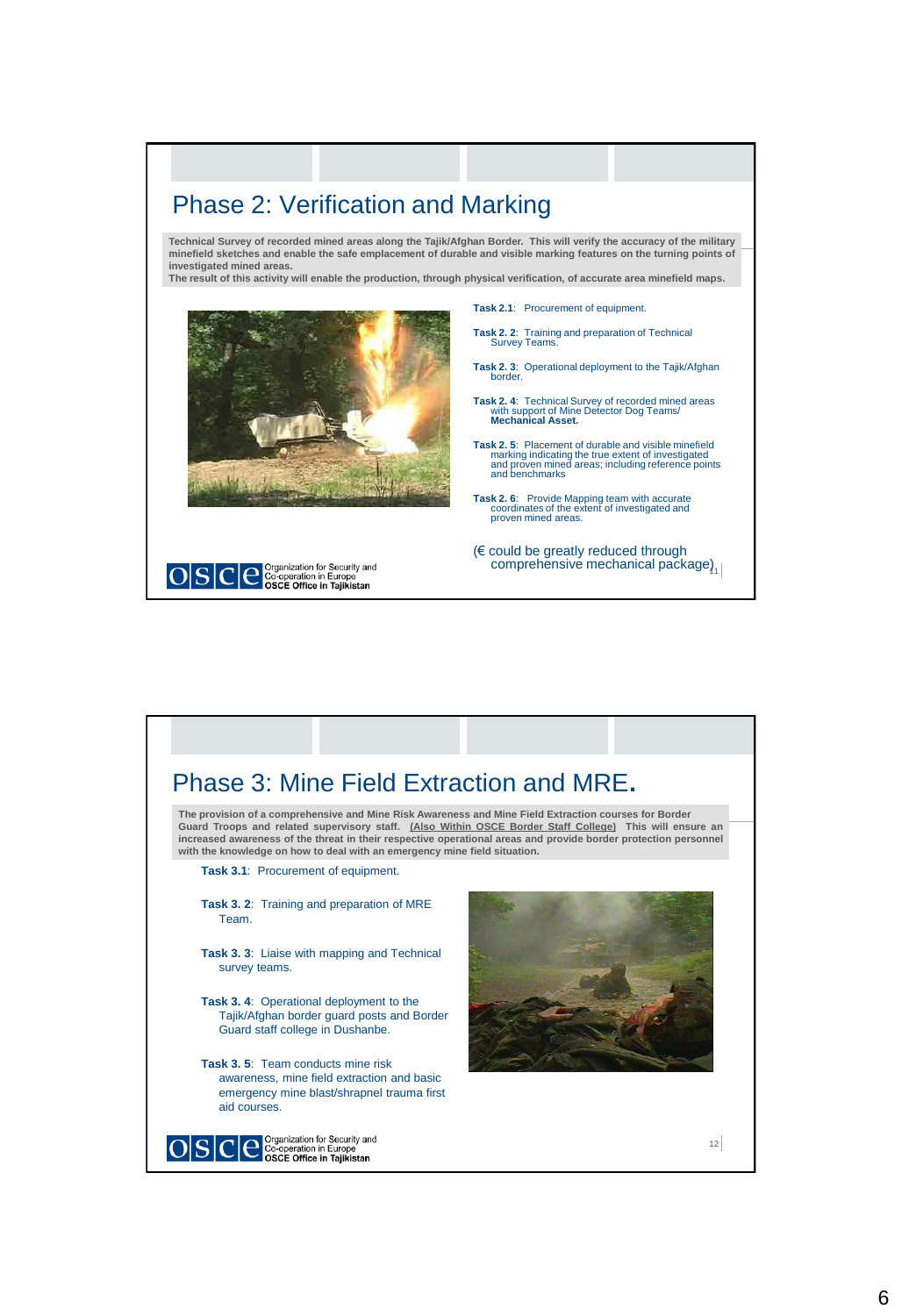# Phase 2: Verification and Marking

**Technical Survey of recorded mined areas along the Tajik/Afghan Border. This will verify the accuracy of the military minefield sketches and enable the safe emplacement of durable and visible marking features on the turning points of investigated mined areas.**
**The result of this activity will enable the production, through physical verification, of accurate area minefield maps.**

**Task 2.1**: Procurement of equipment.

**Task 2. 2**: Training and preparation of Technical Survey Teams.

**Task 2. 3**: Operational deployment to the Tajik/Afghan border.

**Task 2. 4**: Technical Survey of recorded mined areas with support of Mine Detector Dog Teams/ **Mechanical Asset.**

**Task 2. 5**: Placement of durable and visible minefield marking indicating the true extent of investigated and proven mined areas; including reference points and benchmarks

**Task 2. 6**: Provide Mapping team with accurate coordinates of the extent of investigated and proven mined areas.

(€ could be greatly reduced through comprehensive mechanical package)

OSCE Organization for Security and Co-operation in Europe
**OSCE Office in Tajikistan**

# Phase 3: Mine Field Extraction and MRE.

**The provision of a comprehensive and Mine Risk Awareness and Mine Field Extraction courses for Border Guard Troops and related supervisory staff. (Also Within OSCE Border Staff College) This will ensure an increased awareness of the threat in their respective operational areas and provide border protection personnel with the knowledge on how to deal with an emergency mine field situation.**

**Task 3.1**: Procurement of equipment.

**Task 3. 2**: Training and preparation of MRE Team.

**Task 3. 3**: Liaise with mapping and Technical survey teams.

**Task 3. 4**: Operational deployment to the Tajik/Afghan border guard posts and Border Guard staff college in Dushanbe.

**Task 3. 5**: Team conducts mine risk awareness, mine field extraction and basic emergency mine blast/shrapnel trauma first aid courses.

OSCE Organization for Security and Co-operation in Europe
**OSCE Office in Tajikistan**